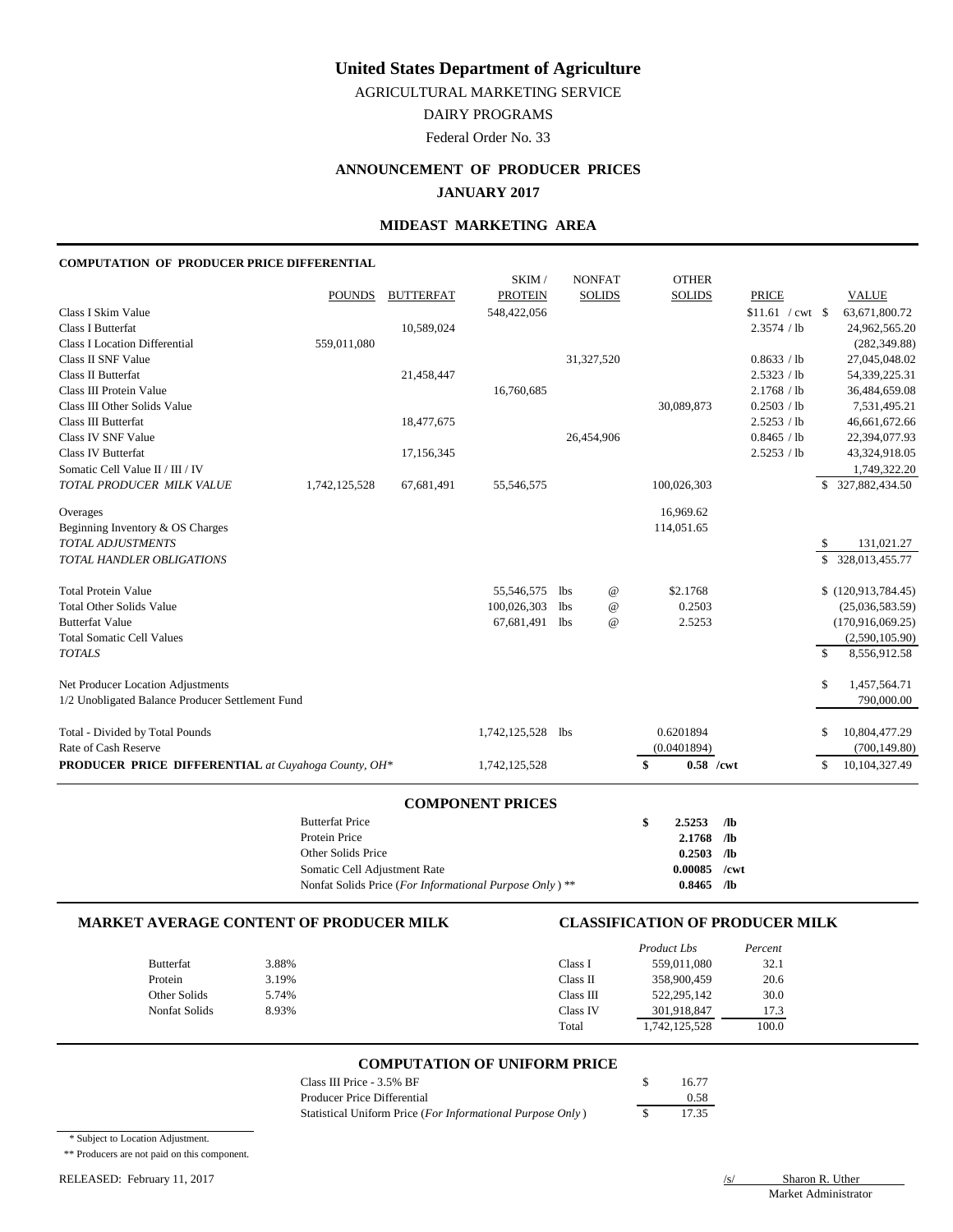# United States Department of Agriculture

AGRICULTURAL MARKETING SERVICE

DAIRY PROGRAMS

Federal Order No. 33

## ANNOUNCEMENT OF PRODUCER PRICES

**JANUARY 2017**

### MIDEAST MARKETING AREA

**COMPUTATION OF PRODUCER PRICE DIFFERENTIAL**

| | POUNDS | BUTTERFAT | SKIM / PROTEIN | NONFAT SOLIDS | OTHER SOLIDS | PRICE | VALUE |
|---|---|---|---|---|---|---|---|
| Class I Skim Value | | | 548,422,056 | | | $11.61 / cwt | $ 63,671,800.72 |
| Class I Butterfat | | 10,589,024 | | | | 2.3574 / lb | 24,962,565.20 |
| Class I Location Differential | 559,011,080 | | | | | | (282,349.88) |
| Class II SNF Value | | | | 31,327,520 | | 0.8633 / lb | 27,045,048.02 |
| Class II Butterfat | | 21,458,447 | | | | 2.5323 / lb | 54,339,225.31 |
| Class III Protein Value | | | 16,760,685 | | | 2.1768 / lb | 36,484,659.08 |
| Class III Other Solids Value | | | | | 30,089,873 | 0.2503 / lb | 7,531,495.21 |
| Class III Butterfat | | 18,477,675 | | | | 2.5253 / lb | 46,661,672.66 |
| Class IV SNF Value | | | | 26,454,906 | | 0.8465 / lb | 22,394,077.93 |
| Class IV Butterfat | | 17,156,345 | | | | 2.5253 / lb | 43,324,918.05 |
| Somatic Cell Value II / III / IV | | | | | | | 1,749,322.20 |
| *TOTAL PRODUCER MILK VALUE* | 1,742,125,528 | 67,681,491 | 55,546,575 | | 100,026,303 | | $ 327,882,434.50 |
| Overages | | | | | 16,969.62 | | |
| Beginning Inventory & OS Charges | | | | | 114,051.65 | | |
| *TOTAL ADJUSTMENTS* | | | | | | | $ 131,021.27 |
| *TOTAL HANDLER OBLIGATIONS* | | | | | | | $ 328,013,455.77 |
| Total Protein Value | | | 55,546,575 | lbs @ | $2.1768 | | $ (120,913,784.45) |
| Total Other Solids Value | | | 100,026,303 | lbs @ | 0.2503 | | (25,036,583.59) |
| Butterfat Value | | | 67,681,491 | lbs @ | 2.5253 | | (170,916,069.25) |
| Total Somatic Cell Values | | | | | | | (2,590,105.90) |
| *TOTALS* | | | | | | | $ 8,556,912.58 |
| Net Producer Location Adjustments | | | | | | | $ 1,457,564.71 |
| 1/2 Unobligated Balance Producer Settlement Fund | | | | | | | 790,000.00 |
| Total - Divided by Total Pounds | | | 1,742,125,528 | lbs | 0.6201894 | | $ 10,804,477.29 |
| Rate of Cash Reserve | | | | | (0.0401894) | | (700,149.80) |
| **PRODUCER PRICE DIFFERENTIAL** *at Cuyahoga County, OH\** | | | 1,742,125,528 | | **$ 0.58 /cwt** | | $ 10,104,327.49 |

### COMPONENT PRICES

| | | |
|---|---|---|
| Butterfat Price | **$ 2.5253** | **/lb** |
| Protein Price | **2.1768** | **/lb** |
| Other Solids Price | **0.2503** | **/lb** |
| Somatic Cell Adjustment Rate | **0.00085** | **/cwt** |
| Nonfat Solids Price (*For Informational Purpose Only*) ** | **0.8465** | **/lb** |

### MARKET AVERAGE CONTENT OF PRODUCER MILK

| | |
|---|---|
| Butterfat | 3.88% |
| Protein | 3.19% |
| Other Solids | 5.74% |
| Nonfat Solids | 8.93% |

### CLASSIFICATION OF PRODUCER MILK

| | *Product Lbs* | *Percent* |
|---|---|---|
| Class I | 559,011,080 | 32.1 |
| Class II | 358,900,459 | 20.6 |
| Class III | 522,295,142 | 30.0 |
| Class IV | 301,918,847 | 17.3 |
| Total | 1,742,125,528 | 100.0 |

### COMPUTATION OF UNIFORM PRICE

| | |
|---|---|
| Class III Price - 3.5% BF | $ 16.77 |
| Producer Price Differential | 0.58 |
| Statistical Uniform Price (*For Informational Purpose Only*) | $ 17.35 |

\* Subject to Location Adjustment.

\** Producers are not paid on this component.

RELEASED: February 11, 2017

/s/ Sharon R. Uther
Market Administrator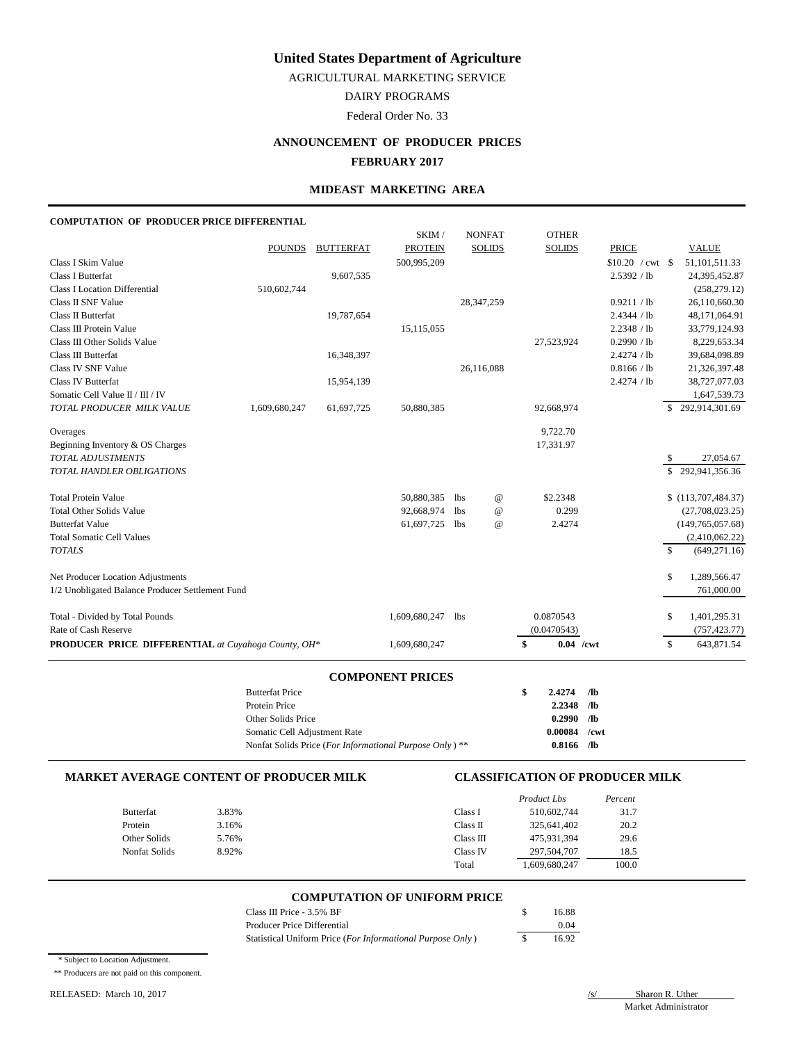# United States Department of Agriculture

AGRICULTURAL MARKETING SERVICE

DAIRY PROGRAMS

Federal Order No. 33

## ANNOUNCEMENT OF PRODUCER PRICES

## FEBRUARY 2017

### MIDEAST MARKETING AREA

**COMPUTATION OF PRODUCER PRICE DIFFERENTIAL**

| | POUNDS | BUTTERFAT | SKIM / PROTEIN | NONFAT SOLIDS | OTHER SOLIDS | PRICE | VALUE |
|---|---|---|---|---|---|---|---|
| Class I Skim Value | | | 500,995,209 | | | $10.20 / cwt | $ 51,101,511.33 |
| Class I Butterfat | | 9,607,535 | | | | 2.5392 / lb | 24,395,452.87 |
| Class I Location Differential | 510,602,744 | | | | | | (258,279.12) |
| Class II SNF Value | | | | 28,347,259 | | 0.9211 / lb | 26,110,660.30 |
| Class II Butterfat | | 19,787,654 | | | | 2.4344 / lb | 48,171,064.91 |
| Class III Protein Value | | | 15,115,055 | | | 2.2348 / lb | 33,779,124.93 |
| Class III Other Solids Value | | | | | 27,523,924 | 0.2990 / lb | 8,229,653.34 |
| Class III Butterfat | | 16,348,397 | | | | 2.4274 / lb | 39,684,098.89 |
| Class IV SNF Value | | | | 26,116,088 | | 0.8166 / lb | 21,326,397.48 |
| Class IV Butterfat | | 15,954,139 | | | | 2.4274 / lb | 38,727,077.03 |
| Somatic Cell Value II / III / IV | | | | | | | 1,647,539.73 |
| *TOTAL PRODUCER MILK VALUE* | 1,609,680,247 | 61,697,725 | 50,880,385 | | 92,668,974 | | $ 292,914,301.69 |
| Overages | | | | | 9,722.70 | | |
| Beginning Inventory & OS Charges | | | | | 17,331.97 | | |
| *TOTAL ADJUSTMENTS* | | | | | | | $ 27,054.67 |
| *TOTAL HANDLER OBLIGATIONS* | | | | | | | $ 292,941,356.36 |
| Total Protein Value | | | 50,880,385 | lbs @ | $2.2348 | | $ (113,707,484.37) |
| Total Other Solids Value | | | 92,668,974 | lbs @ | 0.299 | | (27,708,023.25) |
| Butterfat Value | | | 61,697,725 | lbs @ | 2.4274 | | (149,765,057.68) |
| Total Somatic Cell Values | | | | | | | (2,410,062.22) |
| *TOTALS* | | | | | | | $ (649,271.16) |
| Net Producer Location Adjustments | | | | | | | $ 1,289,566.47 |
| 1/2 Unobligated Balance Producer Settlement Fund | | | | | | | 761,000.00 |
| Total - Divided by Total Pounds | | | 1,609,680,247 | lbs | 0.0870543 | | $ 1,401,295.31 |
| Rate of Cash Reserve | | | | | (0.0470543) | | (757,423.77) |
| **PRODUCER PRICE DIFFERENTIAL** *at Cuyahoga County, OH\** | | | 1,609,680,247 | | $ 0.04 /cwt | | $ 643,871.54 |

### COMPONENT PRICES

| | | |
|---|---|---|
| Butterfat Price | **$ 2.4274** | **/lb** |
| Protein Price | **2.2348** | **/lb** |
| Other Solids Price | **0.2990** | **/lb** |
| Somatic Cell Adjustment Rate | **0.00084** | **/cwt** |
| Nonfat Solids Price (*For Informational Purpose Only*) ** | **0.8166** | **/lb** |

### MARKET AVERAGE CONTENT OF PRODUCER MILK

| | |
|---|---|
| Butterfat | 3.83% |
| Protein | 3.16% |
| Other Solids | 5.76% |
| Nonfat Solids | 8.92% |

### CLASSIFICATION OF PRODUCER MILK

| | *Product Lbs* | *Percent* |
|---|---|---|
| Class I | 510,602,744 | 31.7 |
| Class II | 325,641,402 | 20.2 |
| Class III | 475,931,394 | 29.6 |
| Class IV | 297,504,707 | 18.5 |
| Total | 1,609,680,247 | 100.0 |

### COMPUTATION OF UNIFORM PRICE

| | |
|---|---|
| Class III Price - 3.5% BF | $ 16.88 |
| Producer Price Differential | 0.04 |
| Statistical Uniform Price (*For Informational Purpose Only*) | $ 16.92 |

\* Subject to Location Adjustment.

** Producers are not paid on this component.

RELEASED: March 10, 2017

/s/ Sharon R. Uther
Market Administrator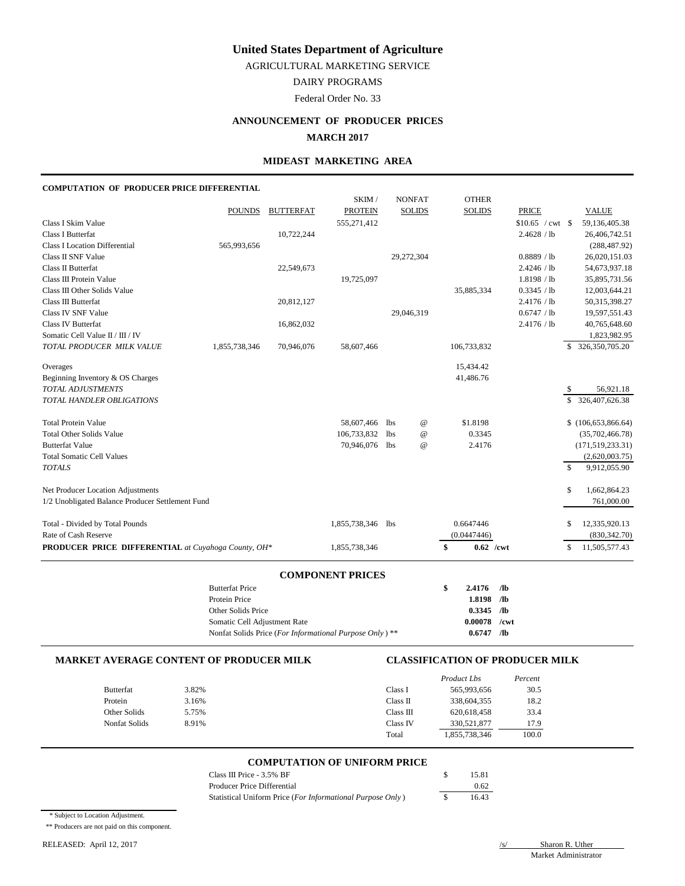# United States Department of Agriculture

AGRICULTURAL MARKETING SERVICE

DAIRY PROGRAMS

Federal Order No. 33

## ANNOUNCEMENT OF PRODUCER PRICES

**MARCH 2017**

### MIDEAST MARKETING AREA

**COMPUTATION OF PRODUCER PRICE DIFFERENTIAL**

| | POUNDS | BUTTERFAT | SKIM / PROTEIN | NONFAT SOLIDS | OTHER SOLIDS | PRICE | VALUE |
|---|---|---|---|---|---|---|---|
| Class I Skim Value | | | 555,271,412 | | | $10.65 / cwt | $ 59,136,405.38 |
| Class I Butterfat | | 10,722,244 | | | | 2.4628 / lb | 26,406,742.51 |
| Class I Location Differential | 565,993,656 | | | | | | (288,487.92) |
| Class II SNF Value | | | | 29,272,304 | | 0.8889 / lb | 26,020,151.03 |
| Class II Butterfat | | 22,549,673 | | | | 2.4246 / lb | 54,673,937.18 |
| Class III Protein Value | | | 19,725,097 | | | 1.8198 / lb | 35,895,731.56 |
| Class III Other Solids Value | | | | | 35,885,334 | 0.3345 / lb | 12,003,644.21 |
| Class III Butterfat | | 20,812,127 | | | | 2.4176 / lb | 50,315,398.27 |
| Class IV SNF Value | | | | 29,046,319 | | 0.6747 / lb | 19,597,551.43 |
| Class IV Butterfat | | 16,862,032 | | | | 2.4176 / lb | 40,765,648.60 |
| Somatic Cell Value II / III / IV | | | | | | | 1,823,982.95 |
| *TOTAL PRODUCER MILK VALUE* | 1,855,738,346 | 70,946,076 | 58,607,466 | | 106,733,832 | | $ 326,350,705.20 |
| Overages | | | | | 15,434.42 | | |
| Beginning Inventory & OS Charges | | | | | 41,486.76 | | |
| *TOTAL ADJUSTMENTS* | | | | | | | $ 56,921.18 |
| *TOTAL HANDLER OBLIGATIONS* | | | | | | | $ 326,407,626.38 |
| Total Protein Value | | | 58,607,466 | lbs @ | $1.8198 | | $ (106,653,866.64) |
| Total Other Solids Value | | | 106,733,832 | lbs @ | 0.3345 | | (35,702,466.78) |
| Butterfat Value | | | 70,946,076 | lbs @ | 2.4176 | | (171,519,233.31) |
| Total Somatic Cell Values | | | | | | | (2,620,003.75) |
| *TOTALS* | | | | | | | $ 9,912,055.90 |
| Net Producer Location Adjustments | | | | | | | $ 1,662,864.23 |
| 1/2 Unobligated Balance Producer Settlement Fund | | | | | | | 761,000.00 |
| Total - Divided by Total Pounds | | | 1,855,738,346 | lbs | 0.6647446 | | $ 12,335,920.13 |
| Rate of Cash Reserve | | | | | (0.0447446) | | (830,342.70) |
| **PRODUCER PRICE DIFFERENTIAL** *at Cuyahoga County, OH\** | | | 1,855,738,346 | | **$ 0.62 /cwt** | | $ 11,505,577.43 |

**COMPONENT PRICES**

| | | |
|---|---|---|
| Butterfat Price | **$ 2.4176** | **/lb** |
| Protein Price | **1.8198** | **/lb** |
| Other Solids Price | **0.3345** | **/lb** |
| Somatic Cell Adjustment Rate | **0.00078** | **/cwt** |
| Nonfat Solids Price (*For Informational Purpose Only*) ** | **0.6747** | **/lb** |

**MARKET AVERAGE CONTENT OF PRODUCER MILK**

| | |
|---|---|
| Butterfat | 3.82% |
| Protein | 3.16% |
| Other Solids | 5.75% |
| Nonfat Solids | 8.91% |

**CLASSIFICATION OF PRODUCER MILK**

| | *Product Lbs* | *Percent* |
|---|---|---|
| Class I | 565,993,656 | 30.5 |
| Class II | 338,604,355 | 18.2 |
| Class III | 620,618,458 | 33.4 |
| Class IV | 330,521,877 | 17.9 |
| Total | 1,855,738,346 | 100.0 |

**COMPUTATION OF UNIFORM PRICE**

| | |
|---|---|
| Class III Price - 3.5% BF | $ 15.81 |
| Producer Price Differential | 0.62 |
| Statistical Uniform Price (*For Informational Purpose Only*) | $ 16.43 |

\* Subject to Location Adjustment.

** Producers are not paid on this component.

RELEASED: April 12, 2017

/s/ Sharon R. Uther
Market Administrator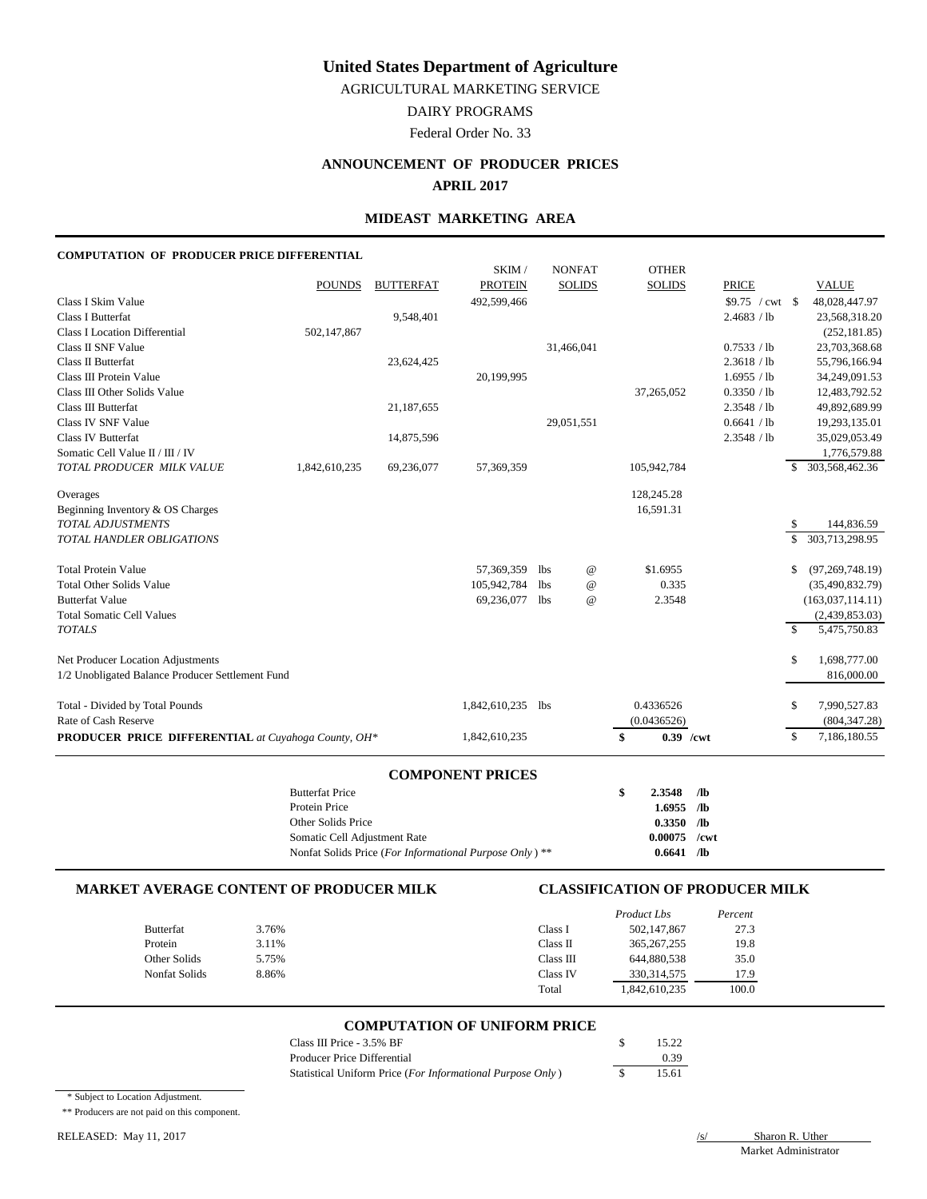# United States Department of Agriculture

AGRICULTURAL MARKETING SERVICE

DAIRY PROGRAMS

Federal Order No. 33

## ANNOUNCEMENT OF PRODUCER PRICES

**APRIL 2017**

### MIDEAST MARKETING AREA

**COMPUTATION OF PRODUCER PRICE DIFFERENTIAL**

| | POUNDS | BUTTERFAT | SKIM / PROTEIN | NONFAT SOLIDS | OTHER SOLIDS | PRICE | VALUE |
|---|---|---|---|---|---|---|---|
| Class I Skim Value | | | 492,599,466 | | | $9.75 / cwt | $ 48,028,447.97 |
| Class I Butterfat | | 9,548,401 | | | | 2.4683 / lb | 23,568,318.20 |
| Class I Location Differential | 502,147,867 | | | | | | (252,181.85) |
| Class II SNF Value | | | | 31,466,041 | | 0.7533 / lb | 23,703,368.68 |
| Class II Butterfat | | 23,624,425 | | | | 2.3618 / lb | 55,796,166.94 |
| Class III Protein Value | | | 20,199,995 | | | 1.6955 / lb | 34,249,091.53 |
| Class III Other Solids Value | | | | | 37,265,052 | 0.3350 / lb | 12,483,792.52 |
| Class III Butterfat | | 21,187,655 | | | | 2.3548 / lb | 49,892,689.99 |
| Class IV SNF Value | | | | 29,051,551 | | 0.6641 / lb | 19,293,135.01 |
| Class IV Butterfat | | 14,875,596 | | | | 2.3548 / lb | 35,029,053.49 |
| Somatic Cell Value II / III / IV | | | | | | | 1,776,579.88 |
| *TOTAL PRODUCER MILK VALUE* | 1,842,610,235 | 69,236,077 | 57,369,359 | | 105,942,784 | | $ 303,568,462.36 |
| Overages | | | | | 128,245.28 | | |
| Beginning Inventory & OS Charges | | | | | 16,591.31 | | |
| *TOTAL ADJUSTMENTS* | | | | | | | $ 144,836.59 |
| *TOTAL HANDLER OBLIGATIONS* | | | | | | | $ 303,713,298.95 |
| Total Protein Value | | | 57,369,359 | lbs @ | $1.6955 | | $ (97,269,748.19) |
| Total Other Solids Value | | | 105,942,784 | lbs @ | 0.335 | | (35,490,832.79) |
| Butterfat Value | | | 69,236,077 | lbs @ | 2.3548 | | (163,037,114.11) |
| Total Somatic Cell Values | | | | | | | (2,439,853.03) |
| *TOTALS* | | | | | | | $ 5,475,750.83 |
| Net Producer Location Adjustments | | | | | | | $ 1,698,777.00 |
| 1/2 Unobligated Balance Producer Settlement Fund | | | | | | | 816,000.00 |
| Total - Divided by Total Pounds | | | 1,842,610,235 | lbs | 0.4336526 | | $ 7,990,527.83 |
| Rate of Cash Reserve | | | | | (0.0436526) | | (804,347.28) |
| **PRODUCER PRICE DIFFERENTIAL** *at Cuyahoga County, OH\** | | | 1,842,610,235 | | **$ 0.39 /cwt** | | $ 7,186,180.55 |

### COMPONENT PRICES

| | | |
|---|---|---|
| Butterfat Price | **$ 2.3548** | **/lb** |
| Protein Price | **1.6955** | **/lb** |
| Other Solids Price | **0.3350** | **/lb** |
| Somatic Cell Adjustment Rate | **0.00075** | **/cwt** |
| Nonfat Solids Price (*For Informational Purpose Only*) ** | **0.6641** | **/lb** |

### MARKET AVERAGE CONTENT OF PRODUCER MILK

| | |
|---|---|
| Butterfat | 3.76% |
| Protein | 3.11% |
| Other Solids | 5.75% |
| Nonfat Solids | 8.86% |

### CLASSIFICATION OF PRODUCER MILK

| | *Product Lbs* | *Percent* |
|---|---|---|
| Class I | 502,147,867 | 27.3 |
| Class II | 365,267,255 | 19.8 |
| Class III | 644,880,538 | 35.0 |
| Class IV | 330,314,575 | 17.9 |
| Total | 1,842,610,235 | 100.0 |

### COMPUTATION OF UNIFORM PRICE

| | |
|---|---|
| Class III Price - 3.5% BF | $ 15.22 |
| Producer Price Differential | 0.39 |
| Statistical Uniform Price (*For Informational Purpose Only*) | $ 15.61 |

\* Subject to Location Adjustment.

** Producers are not paid on this component.

RELEASED: May 11, 2017

/s/ Sharon R. Uther
Market Administrator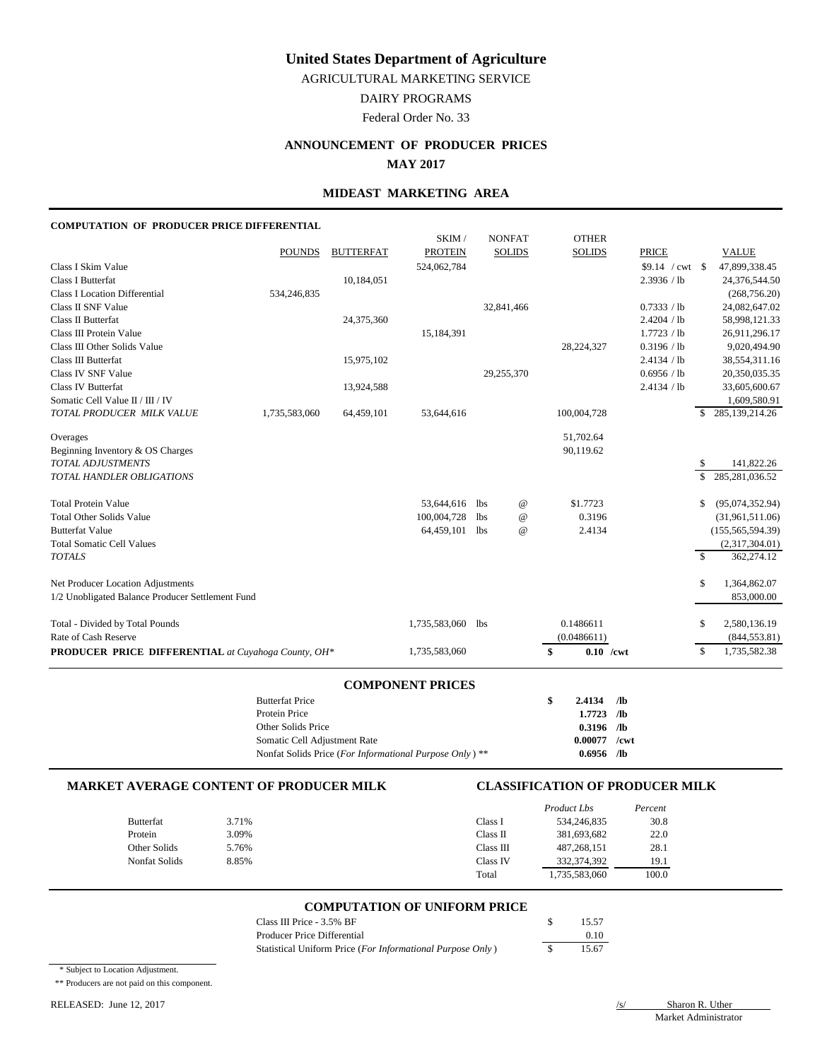# United States Department of Agriculture

AGRICULTURAL MARKETING SERVICE

DAIRY PROGRAMS

Federal Order No. 33

## ANNOUNCEMENT OF PRODUCER PRICES

**MAY 2017**

### MIDEAST MARKETING AREA

**COMPUTATION OF PRODUCER PRICE DIFFERENTIAL**

| | POUNDS | BUTTERFAT | SKIM / PROTEIN | NONFAT SOLIDS | OTHER SOLIDS | PRICE | VALUE |
|---|---|---|---|---|---|---|---|
| Class I Skim Value | | | 524,062,784 | | | $9.14 / cwt | $ 47,899,338.45 |
| Class I Butterfat | | 10,184,051 | | | | 2.3936 / lb | 24,376,544.50 |
| Class I Location Differential | 534,246,835 | | | | | | (268,756.20) |
| Class II SNF Value | | | | 32,841,466 | | 0.7333 / lb | 24,082,647.02 |
| Class II Butterfat | | 24,375,360 | | | | 2.4204 / lb | 58,998,121.33 |
| Class III Protein Value | | | 15,184,391 | | | 1.7723 / lb | 26,911,296.17 |
| Class III Other Solids Value | | | | | 28,224,327 | 0.3196 / lb | 9,020,494.90 |
| Class III Butterfat | | 15,975,102 | | | | 2.4134 / lb | 38,554,311.16 |
| Class IV SNF Value | | | | 29,255,370 | | 0.6956 / lb | 20,350,035.35 |
| Class IV Butterfat | | 13,924,588 | | | | 2.4134 / lb | 33,605,600.67 |
| Somatic Cell Value II / III / IV | | | | | | | 1,609,580.91 |
| *TOTAL PRODUCER MILK VALUE* | 1,735,583,060 | 64,459,101 | 53,644,616 | | 100,004,728 | | $ 285,139,214.26 |
| Overages | | | | | 51,702.64 | | |
| Beginning Inventory & OS Charges | | | | | 90,119.62 | | |
| *TOTAL ADJUSTMENTS* | | | | | | | $ 141,822.26 |
| *TOTAL HANDLER OBLIGATIONS* | | | | | | | $ 285,281,036.52 |
| Total Protein Value | | | 53,644,616 lbs | @ | $1.7723 | | $ (95,074,352.94) |
| Total Other Solids Value | | | 100,004,728 lbs | @ | 0.3196 | | (31,961,511.06) |
| Butterfat Value | | | 64,459,101 lbs | @ | 2.4134 | | (155,565,594.39) |
| Total Somatic Cell Values | | | | | | | (2,317,304.01) |
| *TOTALS* | | | | | | | $ 362,274.12 |
| Net Producer Location Adjustments | | | | | | | $ 1,364,862.07 |
| 1/2 Unobligated Balance Producer Settlement Fund | | | | | | | 853,000.00 |
| Total - Divided by Total Pounds | | | 1,735,583,060 lbs | | 0.1486611 | | $ 2,580,136.19 |
| Rate of Cash Reserve | | | | | (0.0486611) | | (844,553.81) |
| **PRODUCER PRICE DIFFERENTIAL** *at Cuyahoga County, OH\** | | | 1,735,583,060 | | **$ 0.10 /cwt** | | $ 1,735,582.38 |

### COMPONENT PRICES

| | |
|---|---|
| Butterfat Price | **$ 2.4134 /lb** |
| Protein Price | **1.7723 /lb** |
| Other Solids Price | **0.3196 /lb** |
| Somatic Cell Adjustment Rate | **0.00077 /cwt** |
| Nonfat Solids Price (*For Informational Purpose Only*) ** | **0.6956 /lb** |

### MARKET AVERAGE CONTENT OF PRODUCER MILK

| | |
|---|---|
| Butterfat | 3.71% |
| Protein | 3.09% |
| Other Solids | 5.76% |
| Nonfat Solids | 8.85% |

### CLASSIFICATION OF PRODUCER MILK

| | *Product Lbs* | *Percent* |
|---|---|---|
| Class I | 534,246,835 | 30.8 |
| Class II | 381,693,682 | 22.0 |
| Class III | 487,268,151 | 28.1 |
| Class IV | 332,374,392 | 19.1 |
| Total | 1,735,583,060 | 100.0 |

### COMPUTATION OF UNIFORM PRICE

| | |
|---|---|
| Class III Price - 3.5% BF | $ 15.57 |
| Producer Price Differential | 0.10 |
| Statistical Uniform Price (*For Informational Purpose Only*) | $ 15.67 |

\* Subject to Location Adjustment.

\*\* Producers are not paid on this component.

RELEASED: June 12, 2017

/s/ Sharon R. Uther
Market Administrator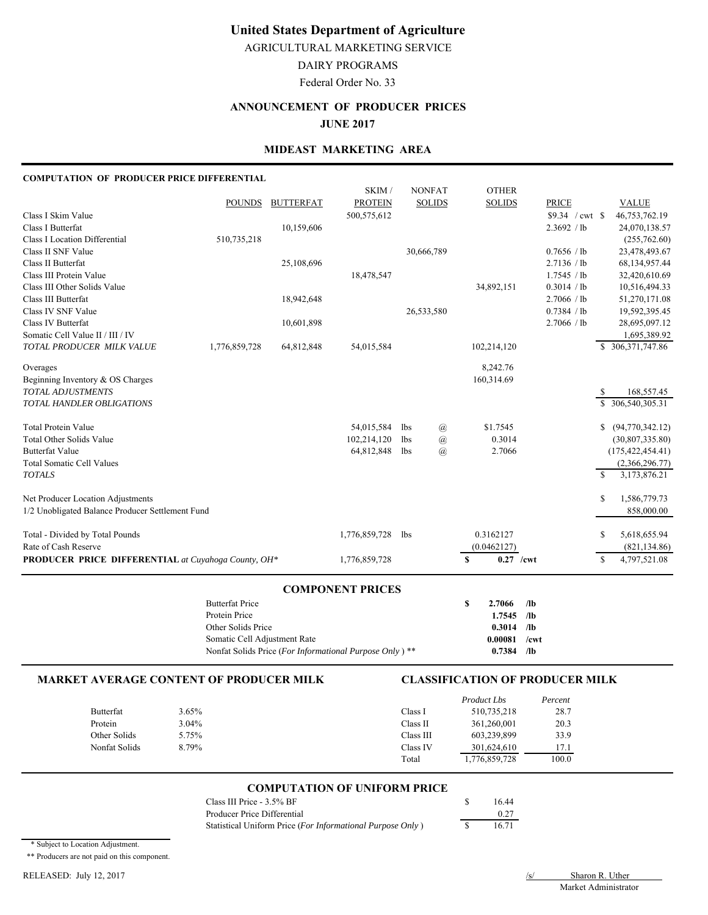# United States Department of Agriculture

AGRICULTURAL MARKETING SERVICE

DAIRY PROGRAMS

Federal Order No. 33

## ANNOUNCEMENT OF PRODUCER PRICES

**JUNE 2017**

### MIDEAST MARKETING AREA

**COMPUTATION OF PRODUCER PRICE DIFFERENTIAL**

| | POUNDS | BUTTERFAT | SKIM / PROTEIN | NONFAT SOLIDS | OTHER SOLIDS | PRICE | VALUE |
|---|---|---|---|---|---|---|---|
| Class I Skim Value | | | 500,575,612 | | | $9.34 / cwt | $ 46,753,762.19 |
| Class I Butterfat | | 10,159,606 | | | | 2.3692 / lb | 24,070,138.57 |
| Class I Location Differential | 510,735,218 | | | | | | (255,762.60) |
| Class II SNF Value | | | | 30,666,789 | | 0.7656 / lb | 23,478,493.67 |
| Class II Butterfat | | 25,108,696 | | | | 2.7136 / lb | 68,134,957.44 |
| Class III Protein Value | | | 18,478,547 | | | 1.7545 / lb | 32,420,610.69 |
| Class III Other Solids Value | | | | | 34,892,151 | 0.3014 / lb | 10,516,494.33 |
| Class III Butterfat | | 18,942,648 | | | | 2.7066 / lb | 51,270,171.08 |
| Class IV SNF Value | | | | 26,533,580 | | 0.7384 / lb | 19,592,395.45 |
| Class IV Butterfat | | 10,601,898 | | | | 2.7066 / lb | 28,695,097.12 |
| Somatic Cell Value II / III / IV | | | | | | | 1,695,389.92 |
| *TOTAL PRODUCER MILK VALUE* | 1,776,859,728 | 64,812,848 | 54,015,584 | | 102,214,120 | | $ 306,371,747.86 |
| Overages | | | | | 8,242.76 | | |
| Beginning Inventory & OS Charges | | | | | 160,314.69 | | |
| *TOTAL ADJUSTMENTS* | | | | | | | $ 168,557.45 |
| *TOTAL HANDLER OBLIGATIONS* | | | | | | | $ 306,540,305.31 |
| Total Protein Value | | | 54,015,584 | lbs @ | $1.7545 | | $ (94,770,342.12) |
| Total Other Solids Value | | | 102,214,120 | lbs @ | 0.3014 | | (30,807,335.80) |
| Butterfat Value | | | 64,812,848 | lbs @ | 2.7066 | | (175,422,454.41) |
| Total Somatic Cell Values | | | | | | | (2,366,296.77) |
| *TOTALS* | | | | | | | $ 3,173,876.21 |
| Net Producer Location Adjustments | | | | | | | $ 1,586,779.73 |
| 1/2 Unobligated Balance Producer Settlement Fund | | | | | | | 858,000.00 |
| Total - Divided by Total Pounds | | | 1,776,859,728 | lbs | 0.3162127 | | $ 5,618,655.94 |
| Rate of Cash Reserve | | | | | (0.0462127) | | (821,134.86) |
| **PRODUCER PRICE DIFFERENTIAL** *at Cuyahoga County, OH\** | | | 1,776,859,728 | | $ 0.27 /cwt | | $ 4,797,521.08 |

### COMPONENT PRICES

| | | |
|---|---|---|
| Butterfat Price | $ 2.7066 | /lb |
| Protein Price | 1.7545 | /lb |
| Other Solids Price | 0.3014 | /lb |
| Somatic Cell Adjustment Rate | 0.00081 | /cwt |
| Nonfat Solids Price (*For Informational Purpose Only*) ** | 0.7384 | /lb |

### MARKET AVERAGE CONTENT OF PRODUCER MILK

| | |
|---|---|
| Butterfat | 3.65% |
| Protein | 3.04% |
| Other Solids | 5.75% |
| Nonfat Solids | 8.79% |

### CLASSIFICATION OF PRODUCER MILK

| | *Product Lbs* | *Percent* |
|---|---|---|
| Class I | 510,735,218 | 28.7 |
| Class II | 361,260,001 | 20.3 |
| Class III | 603,239,899 | 33.9 |
| Class IV | 301,624,610 | 17.1 |
| Total | 1,776,859,728 | 100.0 |

### COMPUTATION OF UNIFORM PRICE

| | |
|---|---|
| Class III Price - 3.5% BF | $ 16.44 |
| Producer Price Differential | 0.27 |
| Statistical Uniform Price (*For Informational Purpose Only*) | $ 16.71 |

\* Subject to Location Adjustment.

** Producers are not paid on this component.

RELEASED: July 12, 2017

/s/ Sharon R. Uther
Market Administrator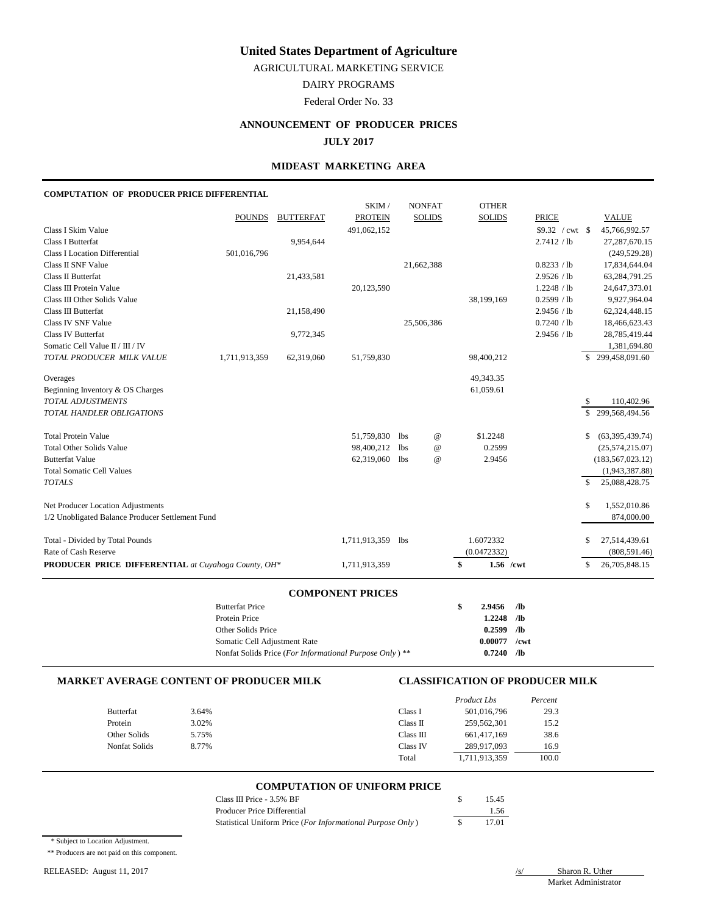# United States Department of Agriculture

AGRICULTURAL MARKETING SERVICE

DAIRY PROGRAMS

Federal Order No. 33

## ANNOUNCEMENT OF PRODUCER PRICES

**JULY 2017**

### MIDEAST MARKETING AREA

**COMPUTATION OF PRODUCER PRICE DIFFERENTIAL**

| | POUNDS | BUTTERFAT | SKIM / PROTEIN | NONFAT SOLIDS | OTHER SOLIDS | PRICE | VALUE |
|---|---|---|---|---|---|---|---|
| Class I Skim Value | | | 491,062,152 | | | $9.32 / cwt | $ 45,766,992.57 |
| Class I Butterfat | | 9,954,644 | | | | 2.7412 / lb | 27,287,670.15 |
| Class I Location Differential | 501,016,796 | | | | | | (249,529.28) |
| Class II SNF Value | | | | 21,662,388 | | 0.8233 / lb | 17,834,644.04 |
| Class II Butterfat | | 21,433,581 | | | | 2.9526 / lb | 63,284,791.25 |
| Class III Protein Value | | | 20,123,590 | | | 1.2248 / lb | 24,647,373.01 |
| Class III Other Solids Value | | | | | 38,199,169 | 0.2599 / lb | 9,927,964.04 |
| Class III Butterfat | | 21,158,490 | | | | 2.9456 / lb | 62,324,448.15 |
| Class IV SNF Value | | | | 25,506,386 | | 0.7240 / lb | 18,466,623.43 |
| Class IV Butterfat | | 9,772,345 | | | | 2.9456 / lb | 28,785,419.44 |
| Somatic Cell Value II / III / IV | | | | | | | 1,381,694.80 |
| *TOTAL PRODUCER MILK VALUE* | 1,711,913,359 | 62,319,060 | 51,759,830 | | 98,400,212 | | $ 299,458,091.60 |
| Overages | | | | | 49,343.35 | | |
| Beginning Inventory & OS Charges | | | | | 61,059.61 | | |
| *TOTAL ADJUSTMENTS* | | | | | | | $ 110,402.96 |
| *TOTAL HANDLER OBLIGATIONS* | | | | | | | $ 299,568,494.56 |
| Total Protein Value | | | 51,759,830 | lbs @ | $1.2248 | | $ (63,395,439.74) |
| Total Other Solids Value | | | 98,400,212 | lbs @ | 0.2599 | | (25,574,215.07) |
| Butterfat Value | | | 62,319,060 | lbs @ | 2.9456 | | (183,567,023.12) |
| Total Somatic Cell Values | | | | | | | (1,943,387.88) |
| *TOTALS* | | | | | | | $ 25,088,428.75 |
| Net Producer Location Adjustments | | | | | | | $ 1,552,010.86 |
| 1/2 Unobligated Balance Producer Settlement Fund | | | | | | | 874,000.00 |
| Total - Divided by Total Pounds | | | 1,711,913,359 | lbs | 1.6072332 | | $ 27,514,439.61 |
| Rate of Cash Reserve | | | | | (0.0472332) | | (808,591.46) |
| **PRODUCER PRICE DIFFERENTIAL** *at Cuyahoga County, OH\** | | | 1,711,913,359 | | **$ 1.56 /cwt** | | $ 26,705,848.15 |

### COMPONENT PRICES

| | |
|---|---|
| Butterfat Price | **$ 2.9456 /lb** |
| Protein Price | **1.2248 /lb** |
| Other Solids Price | **0.2599 /lb** |
| Somatic Cell Adjustment Rate | **0.00077 /cwt** |
| Nonfat Solids Price (*For Informational Purpose Only*) ** | **0.7240 /lb** |

### MARKET AVERAGE CONTENT OF PRODUCER MILK

| | |
|---|---|
| Butterfat | 3.64% |
| Protein | 3.02% |
| Other Solids | 5.75% |
| Nonfat Solids | 8.77% |

### CLASSIFICATION OF PRODUCER MILK

| | *Product Lbs* | *Percent* |
|---|---|---|
| Class I | 501,016,796 | 29.3 |
| Class II | 259,562,301 | 15.2 |
| Class III | 661,417,169 | 38.6 |
| Class IV | 289,917,093 | 16.9 |
| Total | 1,711,913,359 | 100.0 |

### COMPUTATION OF UNIFORM PRICE

| | |
|---|---|
| Class III Price - 3.5% BF | $ 15.45 |
| Producer Price Differential | 1.56 |
| Statistical Uniform Price (*For Informational Purpose Only*) | $ 17.01 |

\* Subject to Location Adjustment.

\** Producers are not paid on this component.

RELEASED: August 11, 2017

/s/ Sharon R. Uther
Market Administrator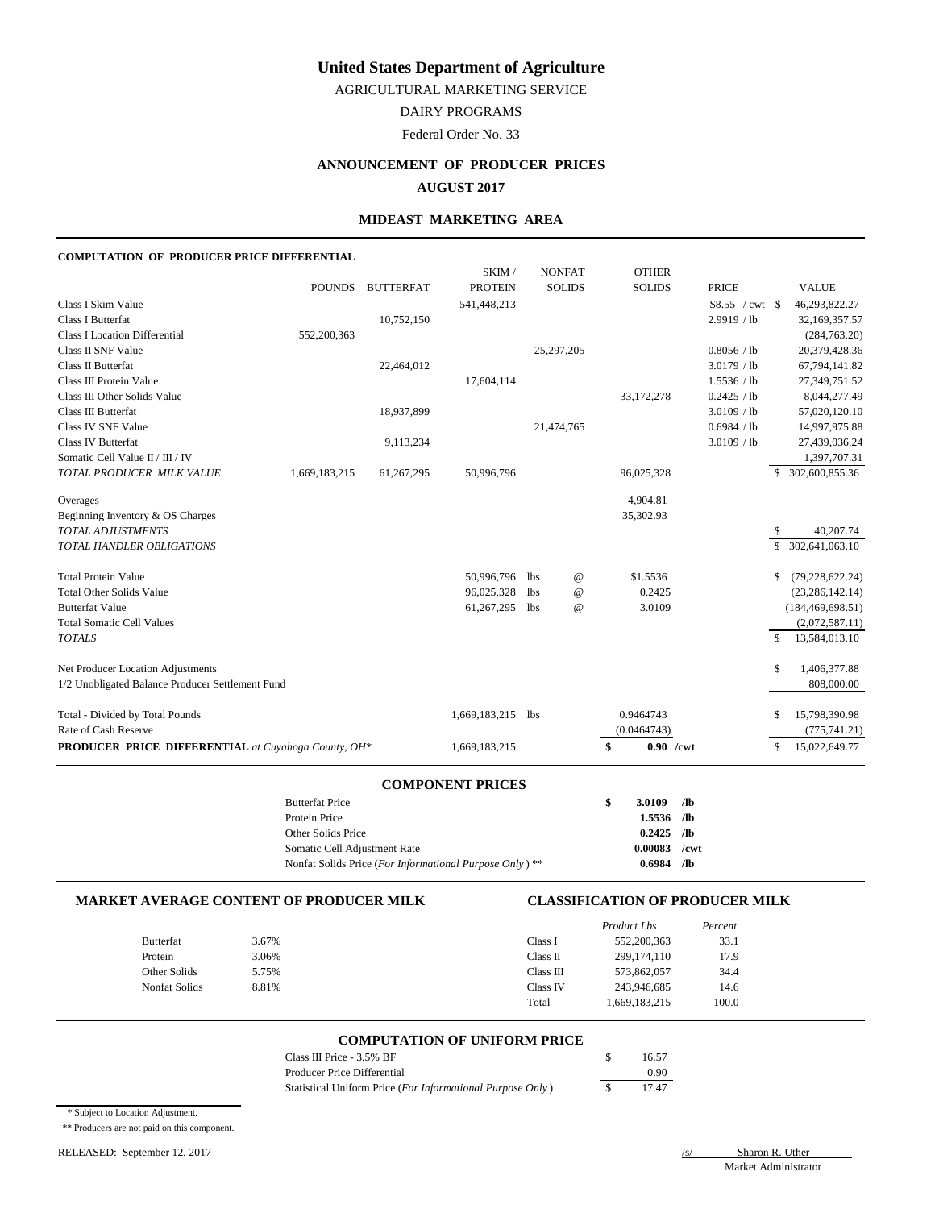# United States Department of Agriculture

AGRICULTURAL MARKETING SERVICE

DAIRY PROGRAMS

Federal Order No. 33

## ANNOUNCEMENT OF PRODUCER PRICES

## AUGUST 2017

## MIDEAST MARKETING AREA

### COMPUTATION OF PRODUCER PRICE DIFFERENTIAL

| | POUNDS | BUTTERFAT | SKIM / PROTEIN | NONFAT SOLIDS | OTHER SOLIDS | PRICE | VALUE |
|---|---|---|---|---|---|---|---|
| Class I Skim Value | | | 541,448,213 | | | $8.55 / cwt | $ 46,293,822.27 |
| Class I Butterfat | | 10,752,150 | | | | 2.9919 / lb | 32,169,357.57 |
| Class I Location Differential | 552,200,363 | | | | | | (284,763.20) |
| Class II SNF Value | | | | 25,297,205 | | 0.8056 / lb | 20,379,428.36 |
| Class II Butterfat | | 22,464,012 | | | | 3.0179 / lb | 67,794,141.82 |
| Class III Protein Value | | | 17,604,114 | | | 1.5536 / lb | 27,349,751.52 |
| Class III Other Solids Value | | | | | 33,172,278 | 0.2425 / lb | 8,044,277.49 |
| Class III Butterfat | | 18,937,899 | | | | 3.0109 / lb | 57,020,120.10 |
| Class IV SNF Value | | | | 21,474,765 | | 0.6984 / lb | 14,997,975.88 |
| Class IV Butterfat | | 9,113,234 | | | | 3.0109 / lb | 27,439,036.24 |
| Somatic Cell Value II / III / IV | | | | | | | 1,397,707.31 |
| *TOTAL PRODUCER MILK VALUE* | 1,669,183,215 | 61,267,295 | 50,996,796 | | 96,025,328 | | $ 302,600,855.36 |
| Overages | | | | | 4,904.81 | | |
| Beginning Inventory & OS Charges | | | | | 35,302.93 | | |
| *TOTAL ADJUSTMENTS* | | | | | | | $ 40,207.74 |
| *TOTAL HANDLER OBLIGATIONS* | | | | | | | $ 302,641,063.10 |
| Total Protein Value | | | 50,996,796 | lbs @ | $1.5536 | | $ (79,228,622.24) |
| Total Other Solids Value | | | 96,025,328 | lbs @ | 0.2425 | | (23,286,142.14) |
| Butterfat Value | | | 61,267,295 | lbs @ | 3.0109 | | (184,469,698.51) |
| Total Somatic Cell Values | | | | | | | (2,072,587.11) |
| *TOTALS* | | | | | | | $ 13,584,013.10 |
| Net Producer Location Adjustments | | | | | | | $ 1,406,377.88 |
| 1/2 Unobligated Balance Producer Settlement Fund | | | | | | | 808,000.00 |
| Total - Divided by Total Pounds | | | 1,669,183,215 | lbs | 0.9464743 | | $ 15,798,390.98 |
| Rate of Cash Reserve | | | | | (0.0464743) | | (775,741.21) |
| **PRODUCER PRICE DIFFERENTIAL** *at Cuyahoga County, OH\** | | | 1,669,183,215 | | **$ 0.90 /cwt** | | $ 15,022,649.77 |

### COMPONENT PRICES

| | | |
|---|---|---|
| Butterfat Price | **$ 3.0109** | **/lb** |
| Protein Price | **1.5536** | **/lb** |
| Other Solids Price | **0.2425** | **/lb** |
| Somatic Cell Adjustment Rate | **0.00083** | **/cwt** |
| Nonfat Solids Price (*For Informational Purpose Only*) ** | **0.6984** | **/lb** |

### MARKET AVERAGE CONTENT OF PRODUCER MILK

| | |
|---|---|
| Butterfat | 3.67% |
| Protein | 3.06% |
| Other Solids | 5.75% |
| Nonfat Solids | 8.81% |

### CLASSIFICATION OF PRODUCER MILK

| | *Product Lbs* | *Percent* |
|---|---|---|
| Class I | 552,200,363 | 33.1 |
| Class II | 299,174,110 | 17.9 |
| Class III | 573,862,057 | 34.4 |
| Class IV | 243,946,685 | 14.6 |
| Total | 1,669,183,215 | 100.0 |

### COMPUTATION OF UNIFORM PRICE

| | |
|---|---|
| Class III Price - 3.5% BF | $ 16.57 |
| Producer Price Differential | 0.90 |
| Statistical Uniform Price (*For Informational Purpose Only*) | $ 17.47 |

\* Subject to Location Adjustment.

\** Producers are not paid on this component.

RELEASED: September 12, 2017

/s/ Sharon R. Uther
Market Administrator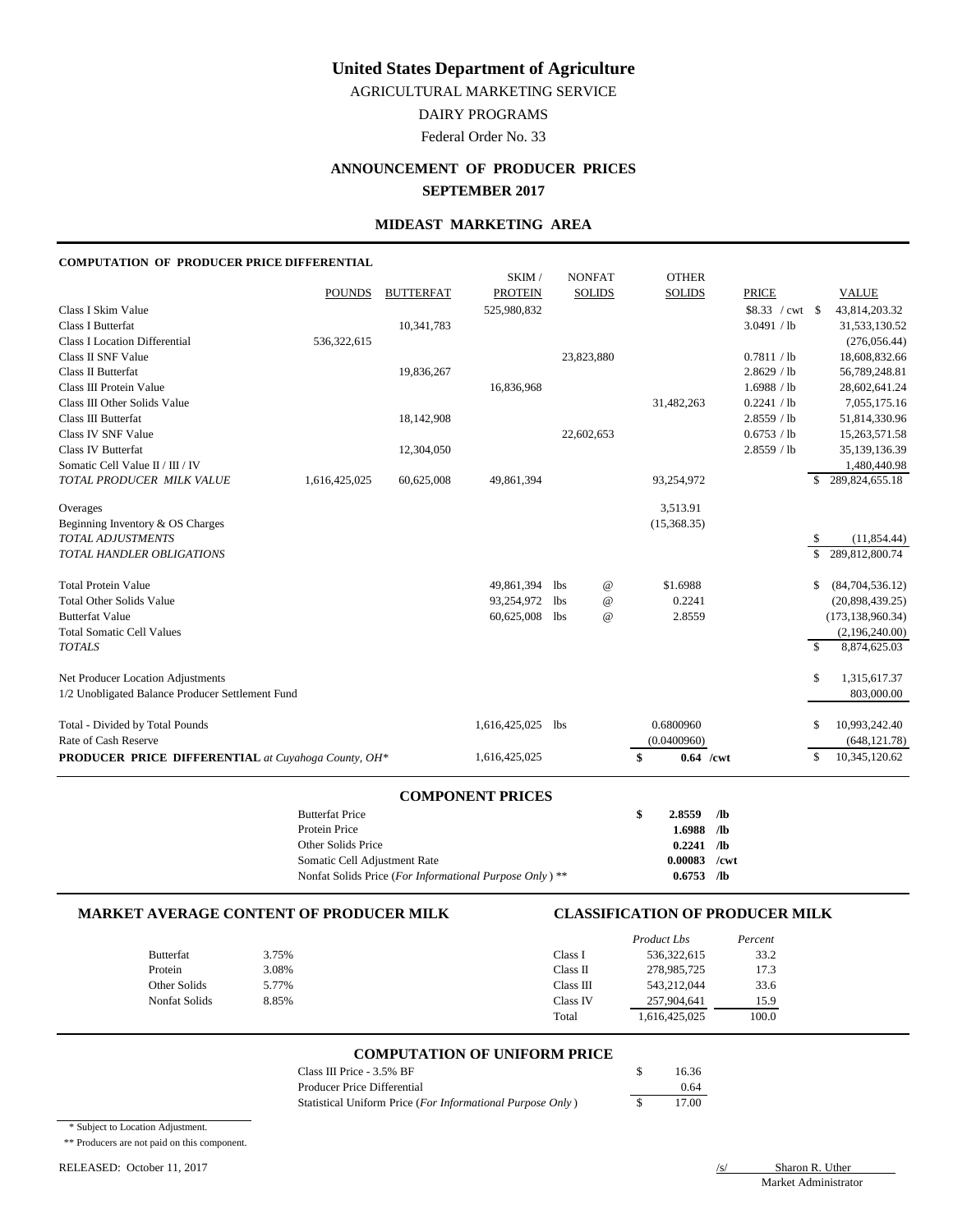# United States Department of Agriculture

AGRICULTURAL MARKETING SERVICE

DAIRY PROGRAMS

Federal Order No. 33

## ANNOUNCEMENT OF PRODUCER PRICES

## SEPTEMBER 2017

### MIDEAST MARKETING AREA

**COMPUTATION OF PRODUCER PRICE DIFFERENTIAL**

| | POUNDS | BUTTERFAT | SKIM / PROTEIN | NONFAT SOLIDS | OTHER SOLIDS | PRICE | VALUE |
|---|---|---|---|---|---|---|---|
| Class I Skim Value | | | 525,980,832 | | | $8.33 / cwt | $ 43,814,203.32 |
| Class I Butterfat | | 10,341,783 | | | | 3.0491 / lb | 31,533,130.52 |
| Class I Location Differential | 536,322,615 | | | | | | (276,056.44) |
| Class II SNF Value | | | | 23,823,880 | | 0.7811 / lb | 18,608,832.66 |
| Class II Butterfat | | 19,836,267 | | | | 2.8629 / lb | 56,789,248.81 |
| Class III Protein Value | | | 16,836,968 | | | 1.6988 / lb | 28,602,641.24 |
| Class III Other Solids Value | | | | | 31,482,263 | 0.2241 / lb | 7,055,175.16 |
| Class III Butterfat | | 18,142,908 | | | | 2.8559 / lb | 51,814,330.96 |
| Class IV SNF Value | | | | 22,602,653 | | 0.6753 / lb | 15,263,571.58 |
| Class IV Butterfat | | 12,304,050 | | | | 2.8559 / lb | 35,139,136.39 |
| Somatic Cell Value II / III / IV | | | | | | | 1,480,440.98 |
| *TOTAL PRODUCER MILK VALUE* | 1,616,425,025 | 60,625,008 | 49,861,394 | | 93,254,972 | | $ 289,824,655.18 |
| Overages | | | | | 3,513.91 | | |
| Beginning Inventory & OS Charges | | | | | (15,368.35) | | |
| *TOTAL ADJUSTMENTS* | | | | | | | $ (11,854.44) |
| *TOTAL HANDLER OBLIGATIONS* | | | | | | | $ 289,812,800.74 |
| Total Protein Value | | | 49,861,394 lbs | @ | $1.6988 | | $ (84,704,536.12) |
| Total Other Solids Value | | | 93,254,972 lbs | @ | 0.2241 | | (20,898,439.25) |
| Butterfat Value | | | 60,625,008 lbs | @ | 2.8559 | | (173,138,960.34) |
| Total Somatic Cell Values | | | | | | | (2,196,240.00) |
| *TOTALS* | | | | | | | $ 8,874,625.03 |
| Net Producer Location Adjustments | | | | | | | $ 1,315,617.37 |
| 1/2 Unobligated Balance Producer Settlement Fund | | | | | | | 803,000.00 |
| Total - Divided by Total Pounds | | | 1,616,425,025 lbs | | 0.6800960 | | $ 10,993,242.40 |
| Rate of Cash Reserve | | | | | (0.0400960) | | (648,121.78) |
| **PRODUCER PRICE DIFFERENTIAL** *at Cuyahoga County, OH\** | | | 1,616,425,025 | | $ 0.64 /cwt | | $ 10,345,120.62 |

### COMPONENT PRICES

| | |
|---|---|
| Butterfat Price | **$ 2.8559 /lb** |
| Protein Price | **1.6988 /lb** |
| Other Solids Price | **0.2241 /lb** |
| Somatic Cell Adjustment Rate | **0.00083 /cwt** |
| Nonfat Solids Price (*For Informational Purpose Only*) ** | **0.6753 /lb** |

### MARKET AVERAGE CONTENT OF PRODUCER MILK

| | |
|---|---|
| Butterfat | 3.75% |
| Protein | 3.08% |
| Other Solids | 5.77% |
| Nonfat Solids | 8.85% |

### CLASSIFICATION OF PRODUCER MILK

| | *Product Lbs* | *Percent* |
|---|---|---|
| Class I | 536,322,615 | 33.2 |
| Class II | 278,985,725 | 17.3 |
| Class III | 543,212,044 | 33.6 |
| Class IV | 257,904,641 | 15.9 |
| Total | 1,616,425,025 | 100.0 |

### COMPUTATION OF UNIFORM PRICE

| | |
|---|---|
| Class III Price - 3.5% BF | $ 16.36 |
| Producer Price Differential | 0.64 |
| Statistical Uniform Price (*For Informational Purpose Only*) | $ 17.00 |

\* Subject to Location Adjustment.

\*\* Producers are not paid on this component.

RELEASED: October 11, 2017

/s/ Sharon R. Uther
Market Administrator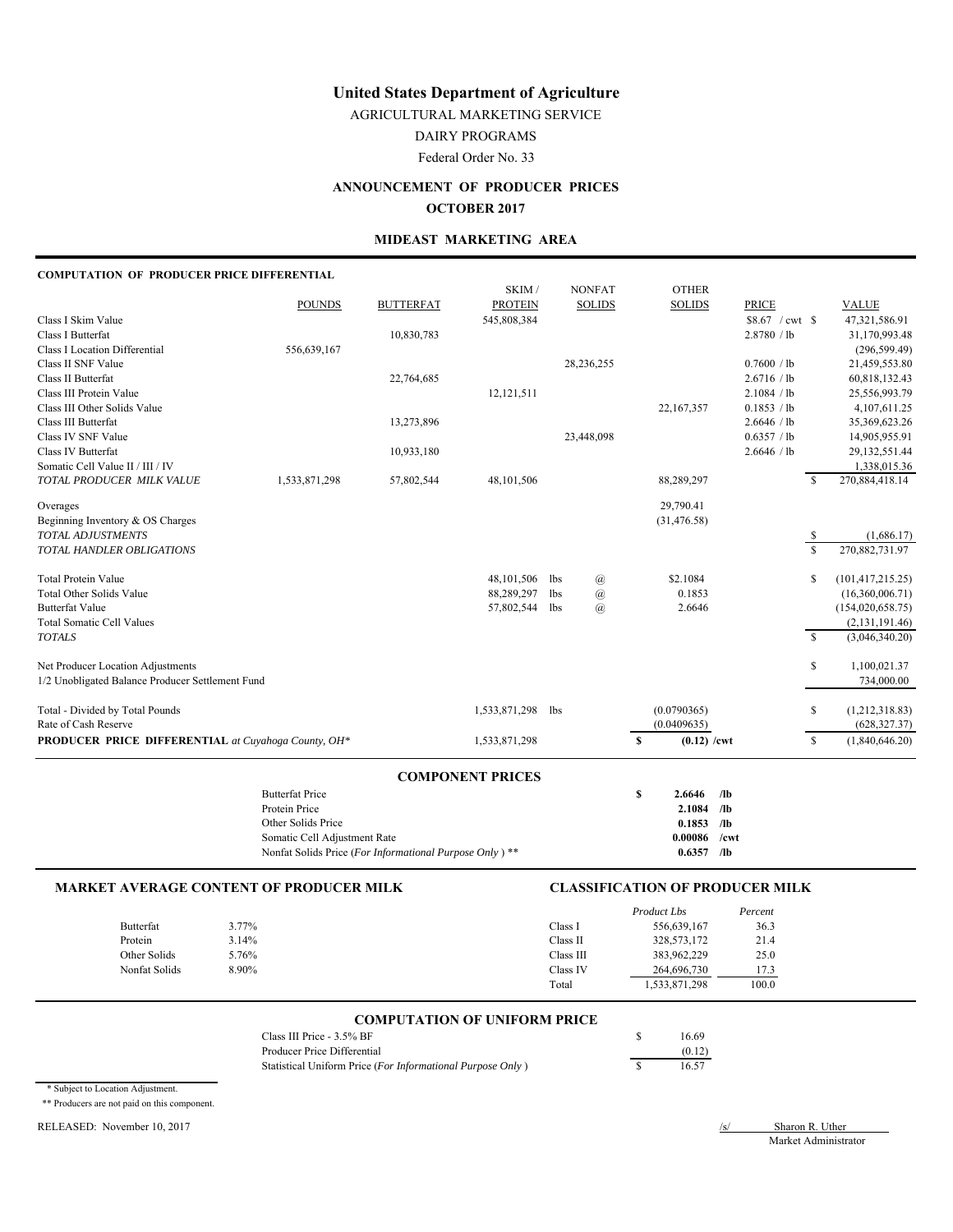# United States Department of Agriculture

AGRICULTURAL MARKETING SERVICE

DAIRY PROGRAMS

Federal Order No. 33

## ANNOUNCEMENT OF PRODUCER PRICES

## OCTOBER 2017

### MIDEAST MARKETING AREA

**COMPUTATION OF PRODUCER PRICE DIFFERENTIAL**

| | POUNDS | BUTTERFAT | SKIM / PROTEIN | NONFAT SOLIDS | OTHER SOLIDS | PRICE | VALUE |
|---|---|---|---|---|---|---|---|
| Class I Skim Value | | | 545,808,384 | | | $8.67 / cwt | $ 47,321,586.91 |
| Class I Butterfat | | 10,830,783 | | | | 2.8780 / lb | 31,170,993.48 |
| Class I Location Differential | 556,639,167 | | | | | | (296,599.49) |
| Class II SNF Value | | | | 28,236,255 | | 0.7600 / lb | 21,459,553.80 |
| Class II Butterfat | | 22,764,685 | | | | 2.6716 / lb | 60,818,132.43 |
| Class III Protein Value | | | 12,121,511 | | | 2.1084 / lb | 25,556,993.79 |
| Class III Other Solids Value | | | | | 22,167,357 | 0.1853 / lb | 4,107,611.25 |
| Class III Butterfat | | 13,273,896 | | | | 2.6646 / lb | 35,369,623.26 |
| Class IV SNF Value | | | | 23,448,098 | | 0.6357 / lb | 14,905,955.91 |
| Class IV Butterfat | | 10,933,180 | | | | 2.6646 / lb | 29,132,551.44 |
| Somatic Cell Value II / III / IV | | | | | | | 1,338,015.36 |
| *TOTAL PRODUCER MILK VALUE* | 1,533,871,298 | 57,802,544 | 48,101,506 | | 88,289,297 | | $ 270,884,418.14 |
| Overages | | | | | 29,790.41 | | |
| Beginning Inventory & OS Charges | | | | | (31,476.58) | | |
| *TOTAL ADJUSTMENTS* | | | | | | | $ (1,686.17) |
| *TOTAL HANDLER OBLIGATIONS* | | | | | | | $ 270,882,731.97 |
| Total Protein Value | | | 48,101,506 lbs | @ | $2.1084 | | $ (101,417,215.25) |
| Total Other Solids Value | | | 88,289,297 lbs | @ | 0.1853 | | (16,360,006.71) |
| Butterfat Value | | | 57,802,544 lbs | @ | 2.6646 | | (154,020,658.75) |
| Total Somatic Cell Values | | | | | | | (2,131,191.46) |
| *TOTALS* | | | | | | | $ (3,046,340.20) |
| Net Producer Location Adjustments | | | | | | | $ 1,100,021.37 |
| 1/2 Unobligated Balance Producer Settlement Fund | | | | | | | 734,000.00 |
| Total - Divided by Total Pounds | | | 1,533,871,298 lbs | | (0.0790365) | | $ (1,212,318.83) |
| Rate of Cash Reserve | | | | | (0.0409635) | | (628,327.37) |
| **PRODUCER PRICE DIFFERENTIAL** *at Cuyahoga County, OH\** | | | 1,533,871,298 | | $ (0.12) /cwt | | $ (1,840,646.20) |

### COMPONENT PRICES

| | |
|---|---|
| Butterfat Price | $ **2.6646** /lb |
| Protein Price | **2.1084** /lb |
| Other Solids Price | **0.1853** /lb |
| Somatic Cell Adjustment Rate | **0.00086** /cwt |
| Nonfat Solids Price (*For Informational Purpose Only* ) ** | **0.6357** /lb |

### MARKET AVERAGE CONTENT OF PRODUCER MILK

| | |
|---|---|
| Butterfat | 3.77% |
| Protein | 3.14% |
| Other Solids | 5.76% |
| Nonfat Solids | 8.90% |

### CLASSIFICATION OF PRODUCER MILK

| | *Product Lbs* | *Percent* |
|---|---|---|
| Class I | 556,639,167 | 36.3 |
| Class II | 328,573,172 | 21.4 |
| Class III | 383,962,229 | 25.0 |
| Class IV | 264,696,730 | 17.3 |
| Total | 1,533,871,298 | 100.0 |

### COMPUTATION OF UNIFORM PRICE

| | |
|---|---|
| Class III Price - 3.5% BF | $ 16.69 |
| Producer Price Differential | (0.12) |
| Statistical Uniform Price (*For Informational Purpose Only* ) | $ 16.57 |

\* Subject to Location Adjustment.

** Producers are not paid on this component.

RELEASED: November 10, 2017

/s/ Sharon R. Uther
Market Administrator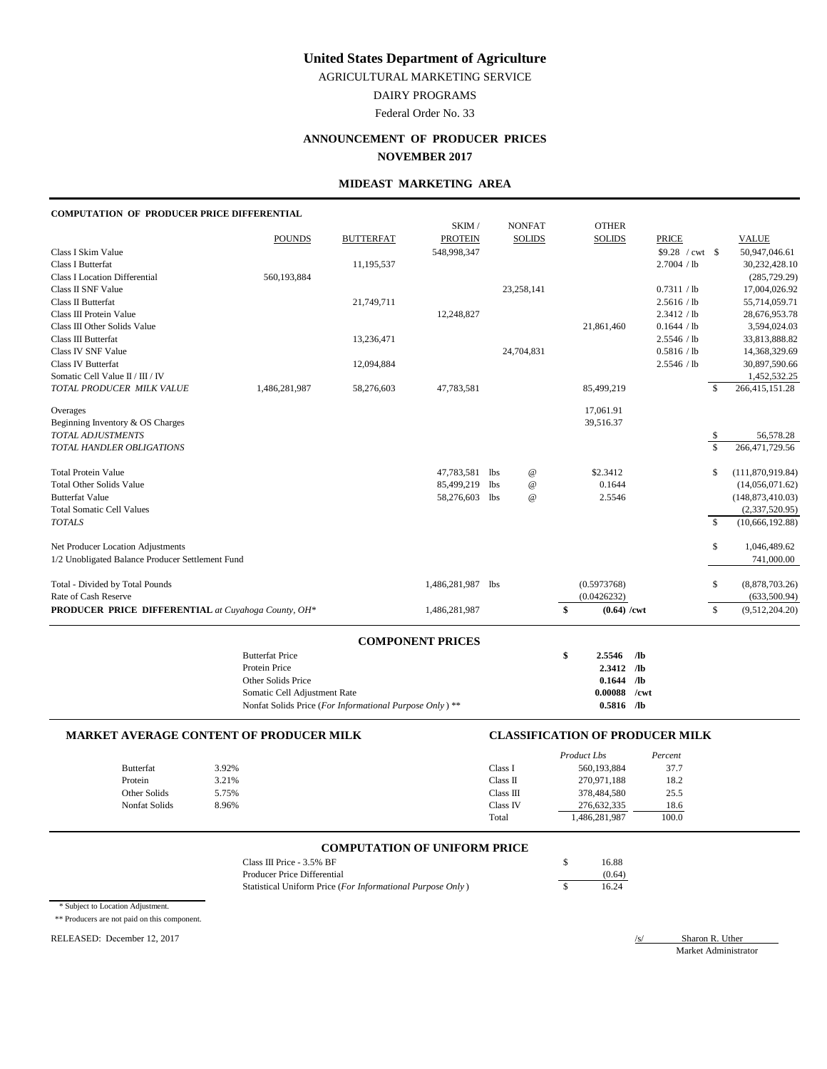# United States Department of Agriculture

AGRICULTURAL MARKETING SERVICE

DAIRY PROGRAMS

Federal Order No. 33

## ANNOUNCEMENT OF PRODUCER PRICES

## NOVEMBER 2017

### MIDEAST MARKETING AREA

**COMPUTATION OF PRODUCER PRICE DIFFERENTIAL**

| | POUNDS | BUTTERFAT | SKIM / PROTEIN | NONFAT SOLIDS | OTHER SOLIDS | PRICE | VALUE |
|---|---|---|---|---|---|---|---|
| Class I Skim Value | | | 548,998,347 | | | $9.28 / cwt | $ 50,947,046.61 |
| Class I Butterfat | | 11,195,537 | | | | 2.7004 / lb | 30,232,428.10 |
| Class I Location Differential | 560,193,884 | | | | | | (285,729.29) |
| Class II SNF Value | | | | 23,258,141 | | 0.7311 / lb | 17,004,026.92 |
| Class II Butterfat | | 21,749,711 | | | | 2.5616 / lb | 55,714,059.71 |
| Class III Protein Value | | | 12,248,827 | | | 2.3412 / lb | 28,676,953.78 |
| Class III Other Solids Value | | | | | 21,861,460 | 0.1644 / lb | 3,594,024.03 |
| Class III Butterfat | | 13,236,471 | | | | 2.5546 / lb | 33,813,888.82 |
| Class IV SNF Value | | | | 24,704,831 | | 0.5816 / lb | 14,368,329.69 |
| Class IV Butterfat | | 12,094,884 | | | | 2.5546 / lb | 30,897,590.66 |
| Somatic Cell Value II / III / IV | | | | | | | 1,452,532.25 |
| *TOTAL PRODUCER MILK VALUE* | 1,486,281,987 | 58,276,603 | 47,783,581 | | 85,499,219 | | $ 266,415,151.28 |
| Overages | | | | | 17,061.91 | | |
| Beginning Inventory & OS Charges | | | | | 39,516.37 | | |
| *TOTAL ADJUSTMENTS* | | | | | | | $ 56,578.28 |
| *TOTAL HANDLER OBLIGATIONS* | | | | | | | $ 266,471,729.56 |
| Total Protein Value | | | 47,783,581 lbs | @ | $2.3412 | | $ (111,870,919.84) |
| Total Other Solids Value | | | 85,499,219 lbs | @ | 0.1644 | | (14,056,071.62) |
| Butterfat Value | | | 58,276,603 lbs | @ | 2.5546 | | (148,873,410.03) |
| Total Somatic Cell Values | | | | | | | (2,337,520.95) |
| *TOTALS* | | | | | | | $ (10,666,192.88) |
| Net Producer Location Adjustments | | | | | | | $ 1,046,489.62 |
| 1/2 Unobligated Balance Producer Settlement Fund | | | | | | | 741,000.00 |
| Total - Divided by Total Pounds | | | 1,486,281,987 lbs | | (0.5973768) | | $ (8,878,703.26) |
| Rate of Cash Reserve | | | | | (0.0426232) | | (633,500.94) |
| **PRODUCER PRICE DIFFERENTIAL** *at Cuyahoga County, OH\** | | | 1,486,281,987 | | **$ (0.64) /cwt** | | $ (9,512,204.20) |

### COMPONENT PRICES

| | | |
|---|---|---|
| Butterfat Price | **$ 2.5546** | **/lb** |
| Protein Price | **2.3412** | **/lb** |
| Other Solids Price | **0.1644** | **/lb** |
| Somatic Cell Adjustment Rate | **0.00088** | **/cwt** |
| Nonfat Solids Price (*For Informational Purpose Only*) ** | **0.5816** | **/lb** |

### MARKET AVERAGE CONTENT OF PRODUCER MILK

| | |
|---|---|
| Butterfat | 3.92% |
| Protein | 3.21% |
| Other Solids | 5.75% |
| Nonfat Solids | 8.96% |

### CLASSIFICATION OF PRODUCER MILK

| | *Product Lbs* | *Percent* |
|---|---|---|
| Class I | 560,193,884 | 37.7 |
| Class II | 270,971,188 | 18.2 |
| Class III | 378,484,580 | 25.5 |
| Class IV | 276,632,335 | 18.6 |
| Total | 1,486,281,987 | 100.0 |

### COMPUTATION OF UNIFORM PRICE

| | |
|---|---|
| Class III Price - 3.5% BF | $ 16.88 |
| Producer Price Differential | (0.64) |
| Statistical Uniform Price (*For Informational Purpose Only*) | $ 16.24 |

\* Subject to Location Adjustment.

** Producers are not paid on this component.

RELEASED: December 12, 2017

/s/ Sharon R. Uther
Market Administrator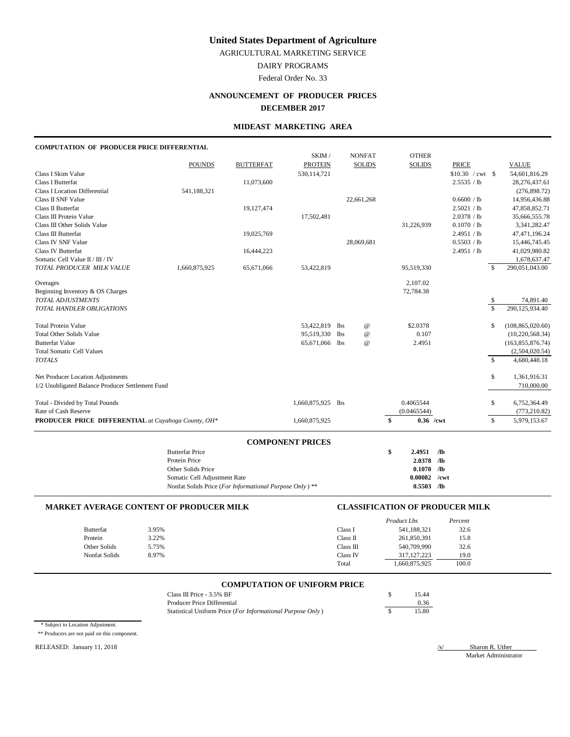# United States Department of Agriculture

AGRICULTURAL MARKETING SERVICE

DAIRY PROGRAMS

Federal Order No. 33

## ANNOUNCEMENT OF PRODUCER PRICES

## DECEMBER 2017

### MIDEAST MARKETING AREA

**COMPUTATION OF PRODUCER PRICE DIFFERENTIAL**

| | POUNDS | BUTTERFAT | SKIM / PROTEIN | NONFAT SOLIDS | OTHER SOLIDS | PRICE | VALUE |
|---|---|---|---|---|---|---|---|
| Class I Skim Value | | | 530,114,721 | | | $10.30 / cwt | $ 54,601,816.29 |
| Class I Butterfat | | 11,073,600 | | | | 2.5535 / lb | 28,276,437.61 |
| Class I Location Differential | 541,188,321 | | | | | | (276,898.72) |
| Class II SNF Value | | | | 22,661,268 | | 0.6600 / lb | 14,956,436.88 |
| Class II Butterfat | | 19,127,474 | | | | 2.5021 / lb | 47,858,852.71 |
| Class III Protein Value | | | 17,502,481 | | | 2.0378 / lb | 35,666,555.78 |
| Class III Other Solids Value | | | | | 31,226,939 | 0.1070 / lb | 3,341,282.47 |
| Class III Butterfat | | 19,025,769 | | | | 2.4951 / lb | 47,471,196.24 |
| Class IV SNF Value | | | | 28,069,681 | | 0.5503 / lb | 15,446,745.45 |
| Class IV Butterfat | | 16,444,223 | | | | 2.4951 / lb | 41,029,980.82 |
| Somatic Cell Value II / III / IV | | | | | | | 1,678,637.47 |
| *TOTAL PRODUCER MILK VALUE* | 1,660,875,925 | 65,671,066 | 53,422,819 | | 95,519,330 | | $ 290,051,043.00 |
| Overages | | | | | 2,107.02 | | |
| Beginning Inventory & OS Charges | | | | | 72,784.38 | | |
| *TOTAL ADJUSTMENTS* | | | | | | | $ 74,891.40 |
| *TOTAL HANDLER OBLIGATIONS* | | | | | | | $ 290,125,934.40 |
| Total Protein Value | | | 53,422,819 lbs | @ | $2.0378 | | $ (108,865,020.60) |
| Total Other Solids Value | | | 95,519,330 lbs | @ | 0.107 | | (10,220,568.34) |
| Butterfat Value | | | 65,671,066 lbs | @ | 2.4951 | | (163,855,876.74) |
| Total Somatic Cell Values | | | | | | | (2,504,020.54) |
| *TOTALS* | | | | | | | $ 4,680,448.18 |
| Net Producer Location Adjustments | | | | | | | $ 1,361,916.31 |
| 1/2 Unobligated Balance Producer Settlement Fund | | | | | | | 710,000.00 |
| Total - Divided by Total Pounds | | | 1,660,875,925 lbs | | 0.4065544 | | $ 6,752,364.49 |
| Rate of Cash Reserve | | | | | (0.0465544) | | (773,210.82) |
| **PRODUCER PRICE DIFFERENTIAL** *at Cuyahoga County, OH\** | | | 1,660,875,925 | | **$ 0.36 /cwt** | | $ 5,979,153.67 |

### COMPONENT PRICES

| | |
|---|---|
| Butterfat Price | **$ 2.4951 /lb** |
| Protein Price | **2.0378 /lb** |
| Other Solids Price | **0.1070 /lb** |
| Somatic Cell Adjustment Rate | **0.00082 /cwt** |
| Nonfat Solids Price (*For Informational Purpose Only*) ** | **0.5503 /lb** |

### MARKET AVERAGE CONTENT OF PRODUCER MILK

| | |
|---|---|
| Butterfat | 3.95% |
| Protein | 3.22% |
| Other Solids | 5.75% |
| Nonfat Solids | 8.97% |

### CLASSIFICATION OF PRODUCER MILK

| | *Product Lbs* | *Percent* |
|---|---|---|
| Class I | 541,188,321 | 32.6 |
| Class II | 261,850,391 | 15.8 |
| Class III | 540,709,990 | 32.6 |
| Class IV | 317,127,223 | 19.0 |
| Total | 1,660,875,925 | 100.0 |

### COMPUTATION OF UNIFORM PRICE

| | |
|---|---|
| Class III Price - 3.5% BF | $ 15.44 |
| Producer Price Differential | 0.36 |
| Statistical Uniform Price (*For Informational Purpose Only*) | $ 15.80 |

\* Subject to Location Adjustment.

** Producers are not paid on this component.

RELEASED: January 11, 2018

/s/ Sharon R. Uther
Market Administrator